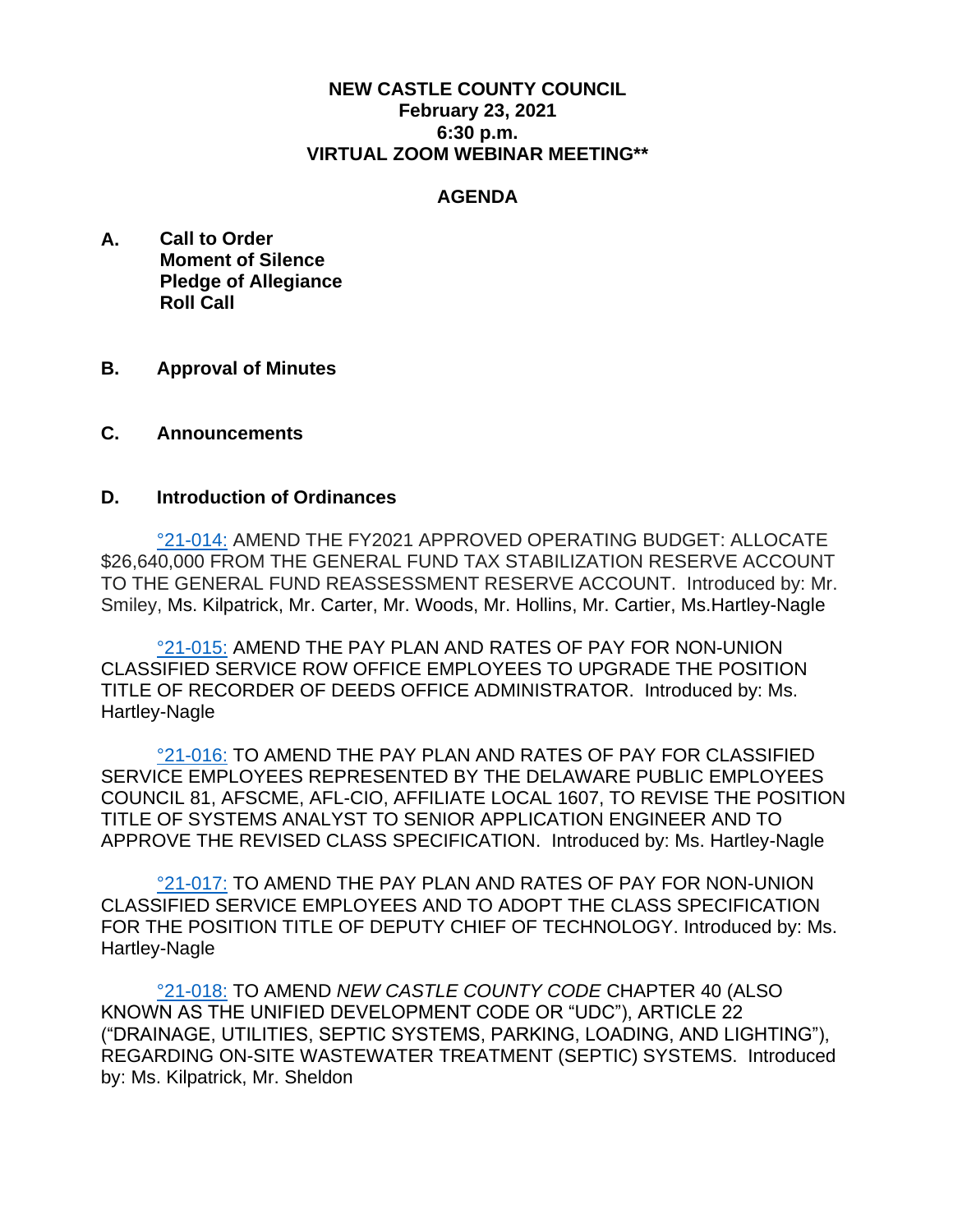**NEW CASTLE COUNTY COUNCIL**
**February 23, 2021**
**6:30 p.m.**
**VIRTUAL ZOOM WEBINAR MEETING****

## AGENDA

**A. Call to Order**
**Moment of Silence**
**Pledge of Allegiance**
**Roll Call**

**B. Approval of Minutes**

**C. Announcements**

**D. Introduction of Ordinances**

°21-014: AMEND THE FY2021 APPROVED OPERATING BUDGET: ALLOCATE $26,640,000 FROM THE GENERAL FUND TAX STABILIZATION RESERVE ACCOUNT TO THE GENERAL FUND REASSESSMENT RESERVE ACCOUNT. Introduced by: Mr. Smiley, Ms. Kilpatrick, Mr. Carter, Mr. Woods, Mr. Hollins, Mr. Cartier, Ms.Hartley-Nagle

°21-015: AMEND THE PAY PLAN AND RATES OF PAY FOR NON-UNION CLASSIFIED SERVICE ROW OFFICE EMPLOYEES TO UPGRADE THE POSITION TITLE OF RECORDER OF DEEDS OFFICE ADMINISTRATOR. Introduced by: Ms. Hartley-Nagle

°21-016: TO AMEND THE PAY PLAN AND RATES OF PAY FOR CLASSIFIED SERVICE EMPLOYEES REPRESENTED BY THE DELAWARE PUBLIC EMPLOYEES COUNCIL 81, AFSCME, AFL-CIO, AFFILIATE LOCAL 1607, TO REVISE THE POSITION TITLE OF SYSTEMS ANALYST TO SENIOR APPLICATION ENGINEER AND TO APPROVE THE REVISED CLASS SPECIFICATION. Introduced by: Ms. Hartley-Nagle

°21-017: TO AMEND THE PAY PLAN AND RATES OF PAY FOR NON-UNION CLASSIFIED SERVICE EMPLOYEES AND TO ADOPT THE CLASS SPECIFICATION FOR THE POSITION TITLE OF DEPUTY CHIEF OF TECHNOLOGY. Introduced by: Ms. Hartley-Nagle

°21-018: TO AMEND *NEW CASTLE COUNTY CODE* CHAPTER 40 (ALSO KNOWN AS THE UNIFIED DEVELOPMENT CODE OR "UDC"), ARTICLE 22 ("DRAINAGE, UTILITIES, SEPTIC SYSTEMS, PARKING, LOADING, AND LIGHTING"), REGARDING ON-SITE WASTEWATER TREATMENT (SEPTIC) SYSTEMS. Introduced by: Ms. Kilpatrick, Mr. Sheldon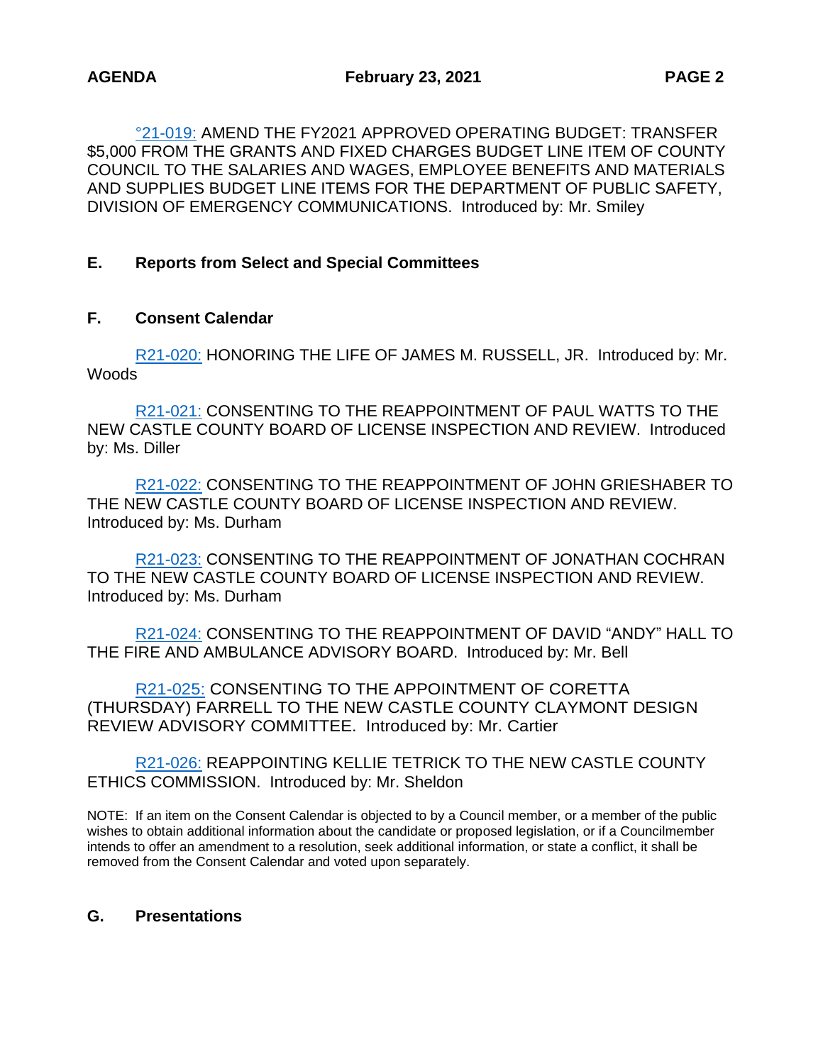°21-019: AMEND THE FY2021 APPROVED OPERATING BUDGET: TRANSFER $5,000 FROM THE GRANTS AND FIXED CHARGES BUDGET LINE ITEM OF COUNTY COUNCIL TO THE SALARIES AND WAGES, EMPLOYEE BENEFITS AND MATERIALS AND SUPPLIES BUDGET LINE ITEMS FOR THE DEPARTMENT OF PUBLIC SAFETY, DIVISION OF EMERGENCY COMMUNICATIONS. Introduced by: Mr. Smiley

## E. Reports from Select and Special Committees

## F. Consent Calendar

R21-020: HONORING THE LIFE OF JAMES M. RUSSELL, JR. Introduced by: Mr. Woods

R21-021: CONSENTING TO THE REAPPOINTMENT OF PAUL WATTS TO THE NEW CASTLE COUNTY BOARD OF LICENSE INSPECTION AND REVIEW. Introduced by: Ms. Diller

R21-022: CONSENTING TO THE REAPPOINTMENT OF JOHN GRIESHABER TO THE NEW CASTLE COUNTY BOARD OF LICENSE INSPECTION AND REVIEW. Introduced by: Ms. Durham

R21-023: CONSENTING TO THE REAPPOINTMENT OF JONATHAN COCHRAN TO THE NEW CASTLE COUNTY BOARD OF LICENSE INSPECTION AND REVIEW. Introduced by: Ms. Durham

R21-024: CONSENTING TO THE REAPPOINTMENT OF DAVID "ANDY" HALL TO THE FIRE AND AMBULANCE ADVISORY BOARD. Introduced by: Mr. Bell

R21-025: CONSENTING TO THE APPOINTMENT OF CORETTA (THURSDAY) FARRELL TO THE NEW CASTLE COUNTY CLAYMONT DESIGN REVIEW ADVISORY COMMITTEE. Introduced by: Mr. Cartier

R21-026: REAPPOINTING KELLIE TETRICK TO THE NEW CASTLE COUNTY ETHICS COMMISSION. Introduced by: Mr. Sheldon

NOTE: If an item on the Consent Calendar is objected to by a Council member, or a member of the public wishes to obtain additional information about the candidate or proposed legislation, or if a Councilmember intends to offer an amendment to a resolution, seek additional information, or state a conflict, it shall be removed from the Consent Calendar and voted upon separately.

## G. Presentations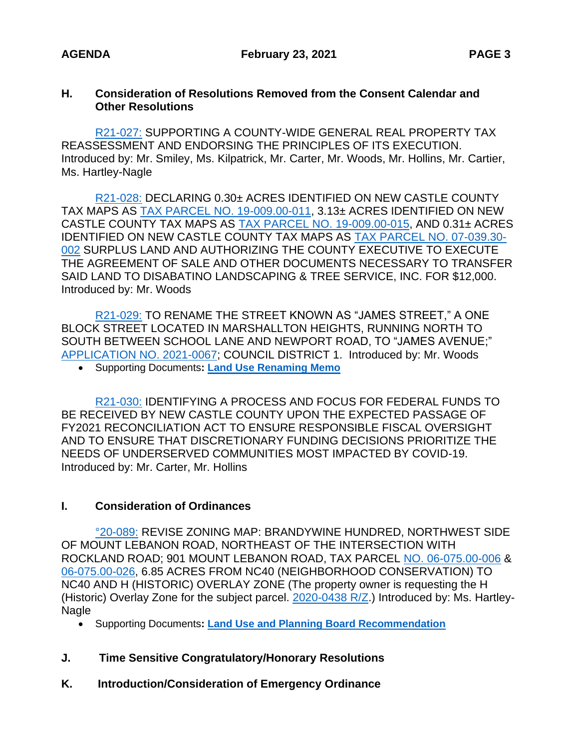## H. Consideration of Resolutions Removed from the Consent Calendar and Other Resolutions

R21-027: SUPPORTING A COUNTY-WIDE GENERAL REAL PROPERTY TAX REASSESSMENT AND ENDORSING THE PRINCIPLES OF ITS EXECUTION. Introduced by: Mr. Smiley, Ms. Kilpatrick, Mr. Carter, Mr. Woods, Mr. Hollins, Mr. Cartier, Ms. Hartley-Nagle

R21-028: DECLARING 0.30± ACRES IDENTIFIED ON NEW CASTLE COUNTY TAX MAPS AS TAX PARCEL NO. 19-009.00-011, 3.13± ACRES IDENTIFIED ON NEW CASTLE COUNTY TAX MAPS AS TAX PARCEL NO. 19-009.00-015, AND 0.31± ACRES IDENTIFIED ON NEW CASTLE COUNTY TAX MAPS AS TAX PARCEL NO. 07-039.30-002 SURPLUS LAND AND AUTHORIZING THE COUNTY EXECUTIVE TO EXECUTE THE AGREEMENT OF SALE AND OTHER DOCUMENTS NECESSARY TO TRANSFER SAID LAND TO DISABATINO LANDSCAPING & TREE SERVICE, INC. FOR $12,000. Introduced by: Mr. Woods

R21-029: TO RENAME THE STREET KNOWN AS "JAMES STREET," A ONE BLOCK STREET LOCATED IN MARSHALLTON HEIGHTS, RUNNING NORTH TO SOUTH BETWEEN SCHOOL LANE AND NEWPORT ROAD, TO "JAMES AVENUE;" APPLICATION NO. 2021-0067; COUNCIL DISTRICT 1. Introduced by: Mr. Woods

- Supporting Documents**:** **Land Use Renaming Memo**

R21-030: IDENTIFYING A PROCESS AND FOCUS FOR FEDERAL FUNDS TO BE RECEIVED BY NEW CASTLE COUNTY UPON THE EXPECTED PASSAGE OF FY2021 RECONCILIATION ACT TO ENSURE RESPONSIBLE FISCAL OVERSIGHT AND TO ENSURE THAT DISCRETIONARY FUNDING DECISIONS PRIORITIZE THE NEEDS OF UNDERSERVED COMMUNITIES MOST IMPACTED BY COVID-19. Introduced by: Mr. Carter, Mr. Hollins

## I. Consideration of Ordinances

°20-089: REVISE ZONING MAP: BRANDYWINE HUNDRED, NORTHWEST SIDE OF MOUNT LEBANON ROAD, NORTHEAST OF THE INTERSECTION WITH ROCKLAND ROAD; 901 MOUNT LEBANON ROAD, TAX PARCEL NO. 06-075.00-006 & 06-075.00-026, 6.85 ACRES FROM NC40 (NEIGHBORHOOD CONSERVATION) TO NC40 AND H (HISTORIC) OVERLAY ZONE (The property owner is requesting the H (Historic) Overlay Zone for the subject parcel. 2020-0438 R/Z.) Introduced by: Ms. Hartley-Nagle

- Supporting Documents**:** **Land Use and Planning Board Recommendation**

## J. Time Sensitive Congratulatory/Honorary Resolutions

## K. Introduction/Consideration of Emergency Ordinance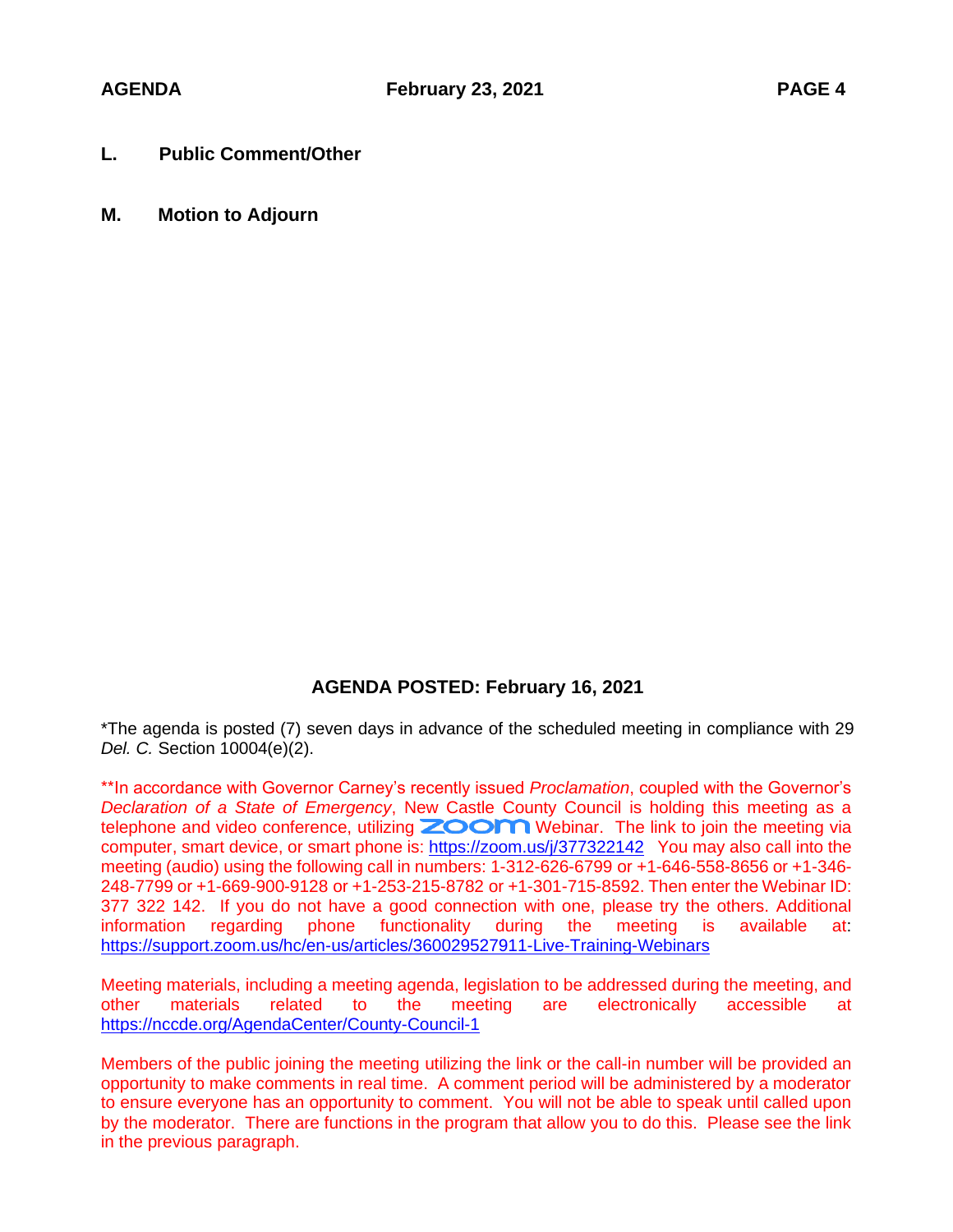**L. Public Comment/Other**

**M. Motion to Adjourn**

**AGENDA POSTED: February 16, 2021**

*The agenda is posted (7) seven days in advance of the scheduled meeting in compliance with 29 *Del. C.* Section 10004(e)(2).

**In accordance with Governor Carney's recently issued *Proclamation*, coupled with the Governor's *Declaration of a State of Emergency*, New Castle County Council is holding this meeting as a telephone and video conference, utilizing ZOOM Webinar. The link to join the meeting via computer, smart device, or smart phone is: https://zoom.us/j/377322142 You may also call into the meeting (audio) using the following call in numbers: 1-312-626-6799 or +1-646-558-8656 or +1-346-248-7799 or +1-669-900-9128 or +1-253-215-8782 or +1-301-715-8592. Then enter the Webinar ID: 377 322 142. If you do not have a good connection with one, please try the others. Additional information regarding phone functionality during the meeting is available at: https://support.zoom.us/hc/en-us/articles/360029527911-Live-Training-Webinars

Meeting materials, including a meeting agenda, legislation to be addressed during the meeting, and other materials related to the meeting are electronically accessible at https://nccde.org/AgendaCenter/County-Council-1

Members of the public joining the meeting utilizing the link or the call-in number will be provided an opportunity to make comments in real time. A comment period will be administered by a moderator to ensure everyone has an opportunity to comment. You will not be able to speak until called upon by the moderator. There are functions in the program that allow you to do this. Please see the link in the previous paragraph.